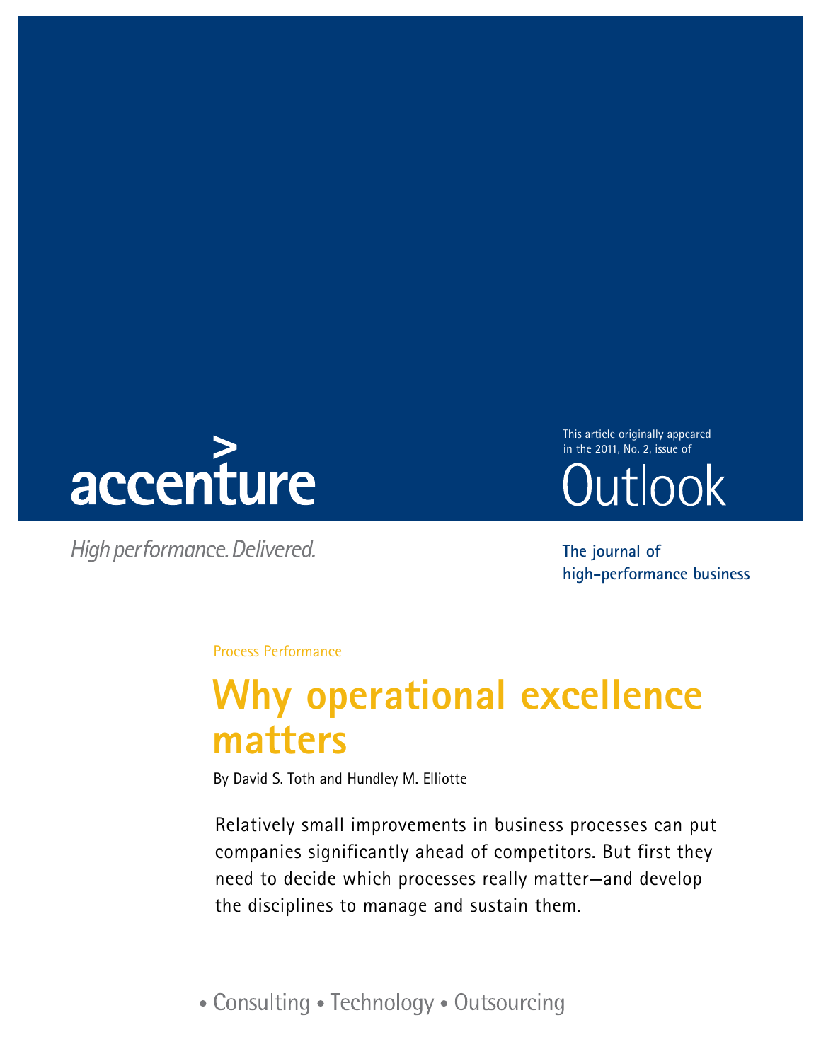accenture

High performance. Delivered.

This article originally appeared in the 2011, No. 2, issue of

Outlook

The journal of high-performance business

Process Performance

# Why operational excellence matters

By David S. Toth and Hundley M. Elliotte

Relatively small improvements in business processes can put companies significantly ahead of competitors. But first they need to decide which processes really matter—and develop the disciplines to manage and sustain them.

• Consulting • Technology • Outsourcing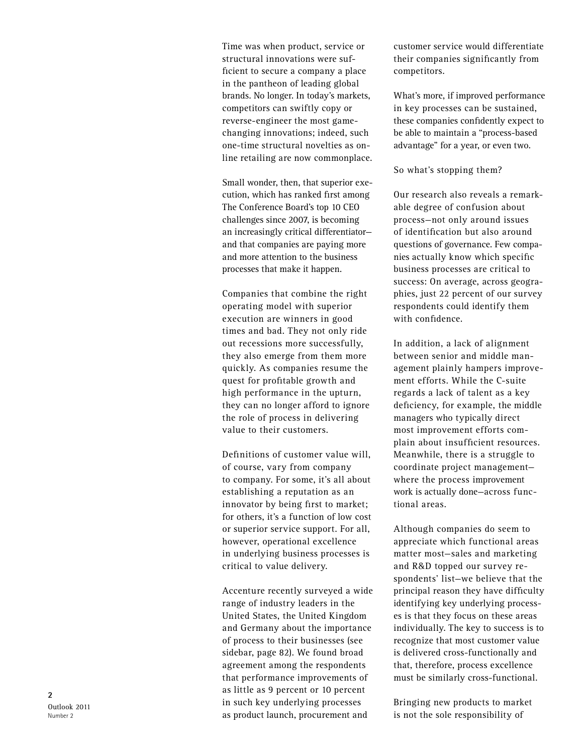Time was when product, service or structural innovations were sufficient to secure a company a place in the pantheon of leading global brands. No longer. In today's markets, competitors can swiftly copy or reverse-engineer the most game-changing innovations; indeed, such one-time structural novelties as online retailing are now commonplace.

Small wonder, then, that superior execution, which has ranked first among The Conference Board's top 10 CEO challenges since 2007, is becoming an increasingly critical differentiator—and that companies are paying more and more attention to the business processes that make it happen.

Companies that combine the right operating model with superior execution are winners in good times and bad. They not only ride out recessions more successfully, they also emerge from them more quickly. As companies resume the quest for profitable growth and high performance in the upturn, they can no longer afford to ignore the role of process in delivering value to their customers.

Definitions of customer value will, of course, vary from company to company. For some, it's all about establishing a reputation as an innovator by being first to market; for others, it's a function of low cost or superior service support. For all, however, operational excellence in underlying business processes is critical to value delivery.

Accenture recently surveyed a wide range of industry leaders in the United States, the United Kingdom and Germany about the importance of process to their businesses (see sidebar, page 82). We found broad agreement among the respondents that performance improvements of as little as 9 percent or 10 percent in such key underlying processes as product launch, procurement and customer service would differentiate their companies significantly from competitors.

What's more, if improved performance in key processes can be sustained, these companies confidently expect to be able to maintain a "process-based advantage" for a year, or even two.

So what's stopping them?

Our research also reveals a remarkable degree of confusion about process—not only around issues of identification but also around questions of governance. Few companies actually know which specific business processes are critical to success: On average, across geographies, just 22 percent of our survey respondents could identify them with confidence.

In addition, a lack of alignment between senior and middle management plainly hampers improvement efforts. While the C-suite regards a lack of talent as a key deficiency, for example, the middle managers who typically direct most improvement efforts complain about insufficient resources. Meanwhile, there is a struggle to coordinate project management—where the process improvement work is actually done—across functional areas.

Although companies do seem to appreciate which functional areas matter most—sales and marketing and R&D topped our survey respondents' list—we believe that the principal reason they have difficulty identifying key underlying processes is that they focus on these areas individually. The key to success is to recognize that most customer value is delivered cross-functionally and that, therefore, process excellence must be similarly cross-functional.

Bringing new products to market is not the sole responsibility of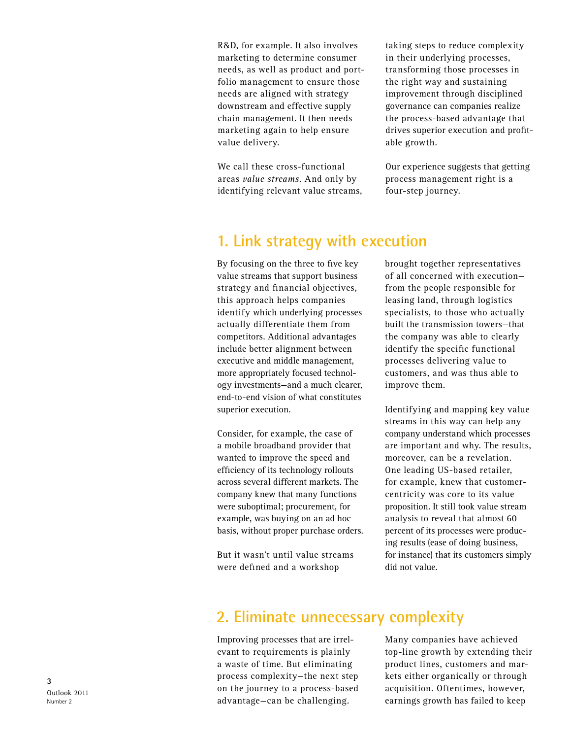R&D, for example. It also involves marketing to determine consumer needs, as well as product and portfolio management to ensure those needs are aligned with strategy downstream and effective supply chain management. It then needs marketing again to help ensure value delivery.

We call these cross-functional areas *value streams*. And only by identifying relevant value streams, taking steps to reduce complexity in their underlying processes, transforming those processes in the right way and sustaining improvement through disciplined governance can companies realize the process-based advantage that drives superior execution and profitable growth.

Our experience suggests that getting process management right is a four-step journey.

## 1. Link strategy with execution

By focusing on the three to five key value streams that support business strategy and financial objectives, this approach helps companies identify which underlying processes actually differentiate them from competitors. Additional advantages include better alignment between executive and middle management, more appropriately focused technology investments—and a much clearer, end-to-end vision of what constitutes superior execution.

Consider, for example, the case of a mobile broadband provider that wanted to improve the speed and efficiency of its technology rollouts across several different markets. The company knew that many functions were suboptimal; procurement, for example, was buying on an ad hoc basis, without proper purchase orders.

But it wasn't until value streams were defined and a workshop brought together representatives of all concerned with execution—from the people responsible for leasing land, through logistics specialists, to those who actually built the transmission towers—that the company was able to clearly identify the specific functional processes delivering value to customers, and was thus able to improve them.

Identifying and mapping key value streams in this way can help any company understand which processes are important and why. The results, moreover, can be a revelation. One leading US-based retailer, for example, knew that customer-centricity was core to its value proposition. It still took value stream analysis to reveal that almost 60 percent of its processes were producing results (ease of doing business, for instance) that its customers simply did not value.

## 2. Eliminate unnecessary complexity

Improving processes that are irrelevant to requirements is plainly a waste of time. But eliminating process complexity—the next step on the journey to a process-based advantage—can be challenging.

Many companies have achieved top-line growth by extending their product lines, customers and markets either organically or through acquisition. Oftentimes, however, earnings growth has failed to keep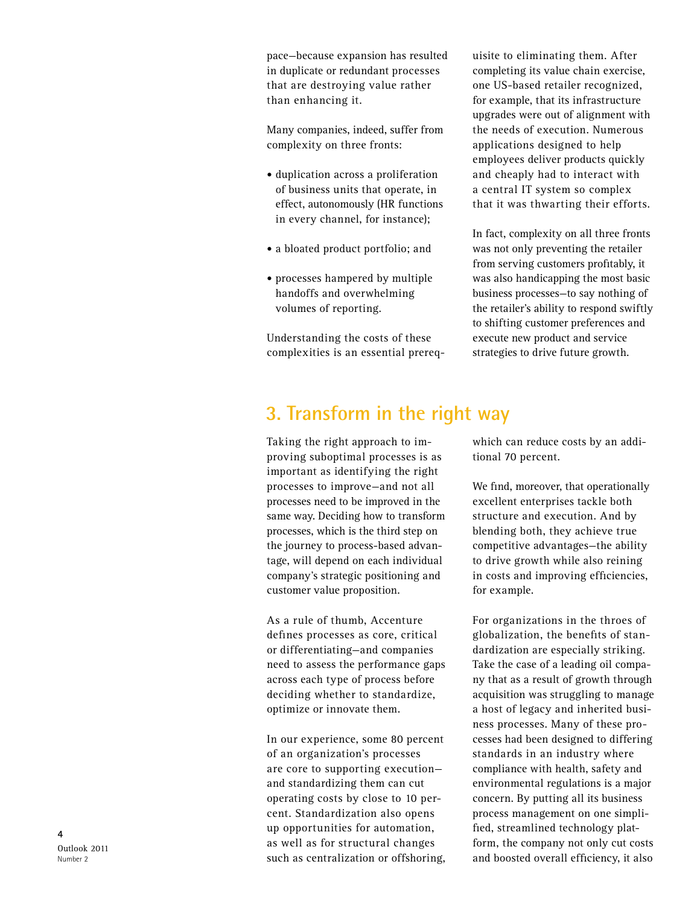pace—because expansion has resulted in duplicate or redundant processes that are destroying value rather than enhancing it.

Many companies, indeed, suffer from complexity on three fronts:

- duplication across a proliferation of business units that operate, in effect, autonomously (HR functions in every channel, for instance);
- a bloated product portfolio; and
- processes hampered by multiple handoffs and overwhelming volumes of reporting.

Understanding the costs of these complexities is an essential prerequisite to eliminating them. After completing its value chain exercise, one US-based retailer recognized, for example, that its infrastructure upgrades were out of alignment with the needs of execution. Numerous applications designed to help employees deliver products quickly and cheaply had to interact with a central IT system so complex that it was thwarting their efforts.

In fact, complexity on all three fronts was not only preventing the retailer from serving customers profitably, it was also handicapping the most basic business processes—to say nothing of the retailer's ability to respond swiftly to shifting customer preferences and execute new product and service strategies to drive future growth.

## 3. Transform in the right way

Taking the right approach to improving suboptimal processes is as important as identifying the right processes to improve—and not all processes need to be improved in the same way. Deciding how to transform processes, which is the third step on the journey to process-based advantage, will depend on each individual company's strategic positioning and customer value proposition.

As a rule of thumb, Accenture defines processes as core, critical or differentiating—and companies need to assess the performance gaps across each type of process before deciding whether to standardize, optimize or innovate them.

In our experience, some 80 percent of an organization's processes are core to supporting execution—and standardizing them can cut operating costs by close to 10 percent. Standardization also opens up opportunities for automation, as well as for structural changes such as centralization or offshoring, which can reduce costs by an additional 70 percent.

We find, moreover, that operationally excellent enterprises tackle both structure and execution. And by blending both, they achieve true competitive advantages—the ability to drive growth while also reining in costs and improving efficiencies, for example.

For organizations in the throes of globalization, the benefits of standardization are especially striking. Take the case of a leading oil company that as a result of growth through acquisition was struggling to manage a host of legacy and inherited business processes. Many of these processes had been designed to differing standards in an industry where compliance with health, safety and environmental regulations is a major concern. By putting all its business process management on one simplified, streamlined technology platform, the company not only cut costs and boosted overall efficiency, it also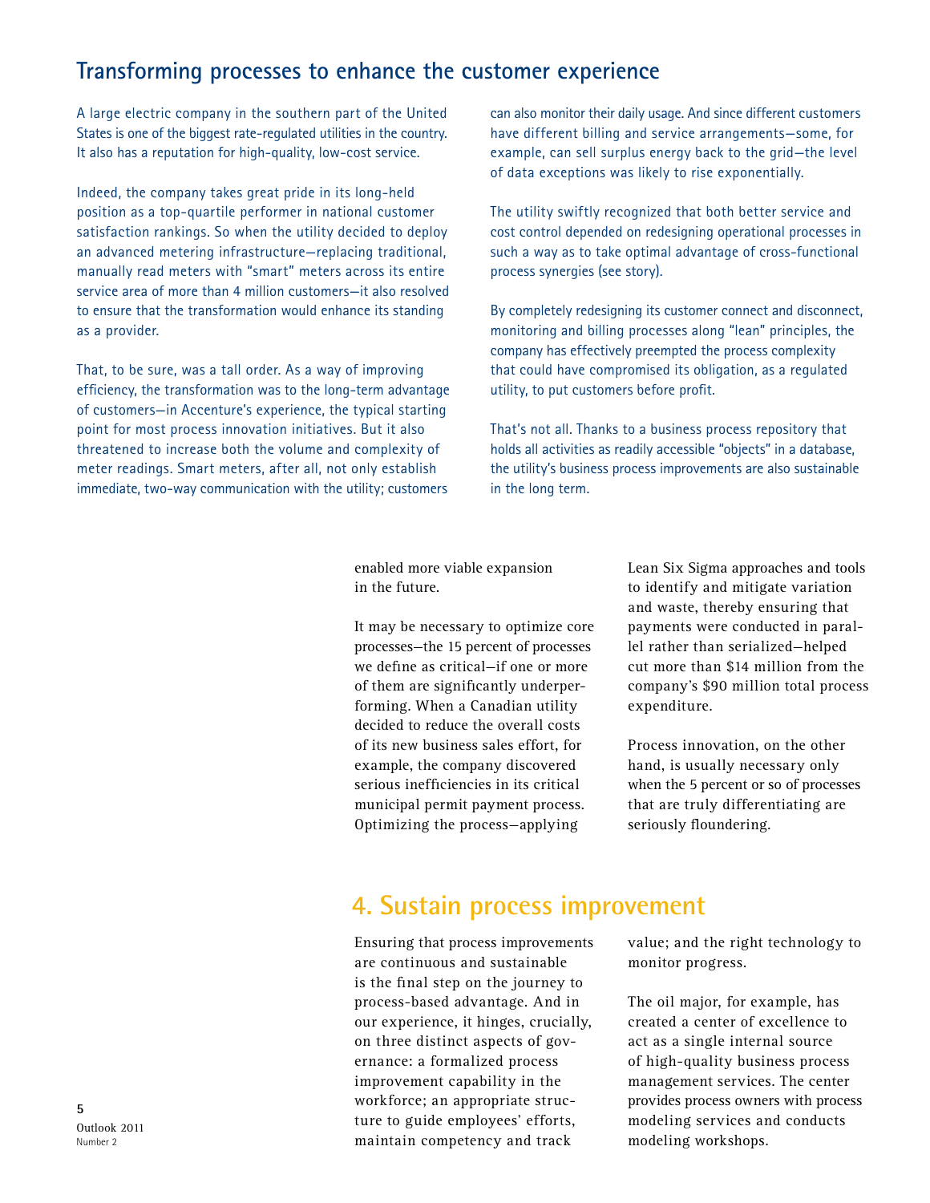## Transforming processes to enhance the customer experience

A large electric company in the southern part of the United States is one of the biggest rate-regulated utilities in the country. It also has a reputation for high-quality, low-cost service.

Indeed, the company takes great pride in its long-held position as a top-quartile performer in national customer satisfaction rankings. So when the utility decided to deploy an advanced metering infrastructure—replacing traditional, manually read meters with "smart" meters across its entire service area of more than 4 million customers—it also resolved to ensure that the transformation would enhance its standing as a provider.

That, to be sure, was a tall order. As a way of improving efficiency, the transformation was to the long-term advantage of customers—in Accenture's experience, the typical starting point for most process innovation initiatives. But it also threatened to increase both the volume and complexity of meter readings. Smart meters, after all, not only establish immediate, two-way communication with the utility; customers can also monitor their daily usage. And since different customers have different billing and service arrangements—some, for example, can sell surplus energy back to the grid—the level of data exceptions was likely to rise exponentially.

The utility swiftly recognized that both better service and cost control depended on redesigning operational processes in such a way as to take optimal advantage of cross-functional process synergies (see story).

By completely redesigning its customer connect and disconnect, monitoring and billing processes along "lean" principles, the company has effectively preempted the process complexity that could have compromised its obligation, as a regulated utility, to put customers before profit.

That's not all. Thanks to a business process repository that holds all activities as readily accessible "objects" in a database, the utility's business process improvements are also sustainable in the long term.

enabled more viable expansion in the future.

It may be necessary to optimize core processes—the 15 percent of processes we define as critical—if one or more of them are significantly underperforming. When a Canadian utility decided to reduce the overall costs of its new business sales effort, for example, the company discovered serious inefficiencies in its critical municipal permit payment process. Optimizing the process—applying Lean Six Sigma approaches and tools to identify and mitigate variation and waste, thereby ensuring that payments were conducted in parallel rather than serialized—helped cut more than $14 million from the company's $90 million total process expenditure.

Process innovation, on the other hand, is usually necessary only when the 5 percent or so of processes that are truly differentiating are seriously floundering.

## 4. Sustain process improvement

Ensuring that process improvements are continuous and sustainable is the final step on the journey to process-based advantage. And in our experience, it hinges, crucially, on three distinct aspects of governance: a formalized process improvement capability in the workforce; an appropriate structure to guide employees' efforts, maintain competency and track value; and the right technology to monitor progress.

The oil major, for example, has created a center of excellence to act as a single internal source of high-quality business process management services. The center provides process owners with process modeling services and conducts modeling workshops.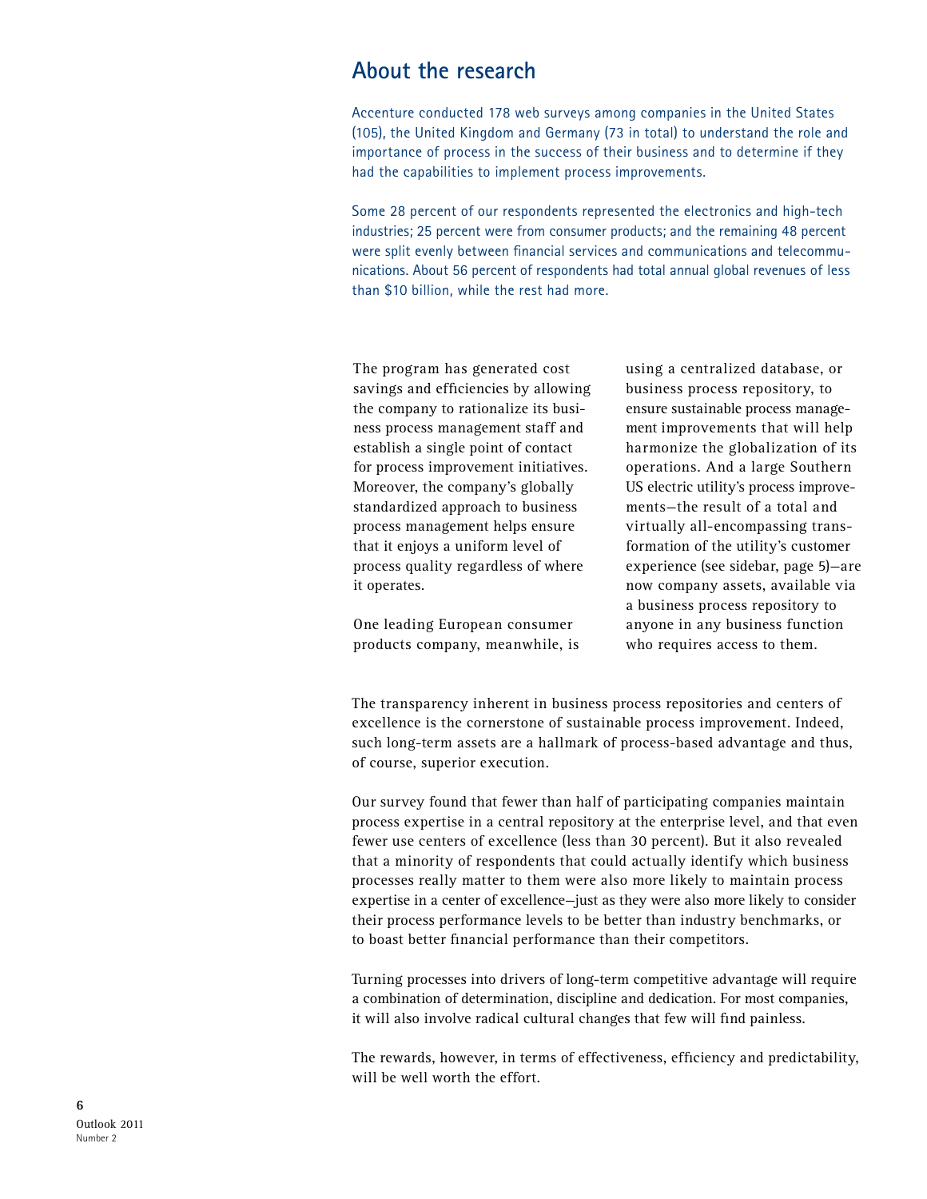## About the research

Accenture conducted 178 web surveys among companies in the United States (105), the United Kingdom and Germany (73 in total) to understand the role and importance of process in the success of their business and to determine if they had the capabilities to implement process improvements.

Some 28 percent of our respondents represented the electronics and high-tech industries; 25 percent were from consumer products; and the remaining 48 percent were split evenly between financial services and communications and telecommunications. About 56 percent of respondents had total annual global revenues of less than $10 billion, while the rest had more.

The program has generated cost savings and efficiencies by allowing the company to rationalize its business process management staff and establish a single point of contact for process improvement initiatives. Moreover, the company's globally standardized approach to business process management helps ensure that it enjoys a uniform level of process quality regardless of where it operates.

One leading European consumer products company, meanwhile, is using a centralized database, or business process repository, to ensure sustainable process management improvements that will help harmonize the globalization of its operations. And a large Southern US electric utility's process improvements—the result of a total and virtually all-encompassing transformation of the utility's customer experience (see sidebar, page 5)—are now company assets, available via a business process repository to anyone in any business function who requires access to them.

The transparency inherent in business process repositories and centers of excellence is the cornerstone of sustainable process improvement. Indeed, such long-term assets are a hallmark of process-based advantage and thus, of course, superior execution.

Our survey found that fewer than half of participating companies maintain process expertise in a central repository at the enterprise level, and that even fewer use centers of excellence (less than 30 percent). But it also revealed that a minority of respondents that could actually identify which business processes really matter to them were also more likely to maintain process expertise in a center of excellence—just as they were also more likely to consider their process performance levels to be better than industry benchmarks, or to boast better financial performance than their competitors.

Turning processes into drivers of long-term competitive advantage will require a combination of determination, discipline and dedication. For most companies, it will also involve radical cultural changes that few will find painless.

The rewards, however, in terms of effectiveness, efficiency and predictability, will be well worth the effort.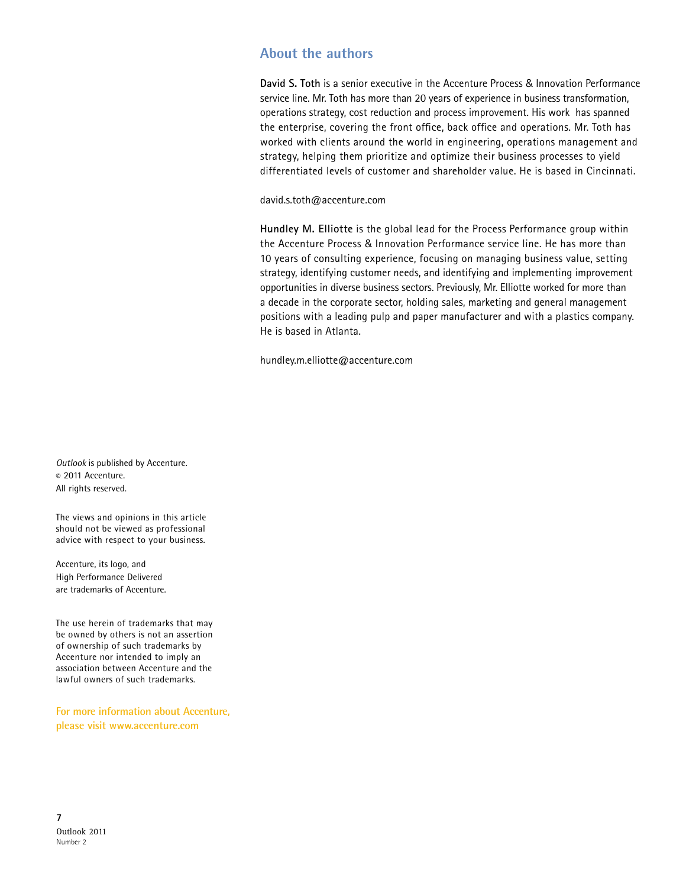## About the authors

**David S. Toth** is a senior executive in the Accenture Process & Innovation Performance service line. Mr. Toth has more than 20 years of experience in business transformation, operations strategy, cost reduction and process improvement. His work has spanned the enterprise, covering the front office, back office and operations. Mr. Toth has worked with clients around the world in engineering, operations management and strategy, helping them prioritize and optimize their business processes to yield differentiated levels of customer and shareholder value. He is based in Cincinnati.

david.s.toth@accenture.com

**Hundley M. Elliotte** is the global lead for the Process Performance group within the Accenture Process & Innovation Performance service line. He has more than 10 years of consulting experience, focusing on managing business value, setting strategy, identifying customer needs, and identifying and implementing improvement opportunities in diverse business sectors. Previously, Mr. Elliotte worked for more than a decade in the corporate sector, holding sales, marketing and general management positions with a leading pulp and paper manufacturer and with a plastics company. He is based in Atlanta.

hundley.m.elliotte@accenture.com

*Outlook* is published by Accenture.
© 2011 Accenture.
All rights reserved.

The views and opinions in this article should not be viewed as professional advice with respect to your business.

Accenture, its logo, and High Performance Delivered are trademarks of Accenture.

The use herein of trademarks that may be owned by others is not an assertion of ownership of such trademarks by Accenture nor intended to imply an association between Accenture and the lawful owners of such trademarks.

For more information about Accenture, please visit www.accenture.com